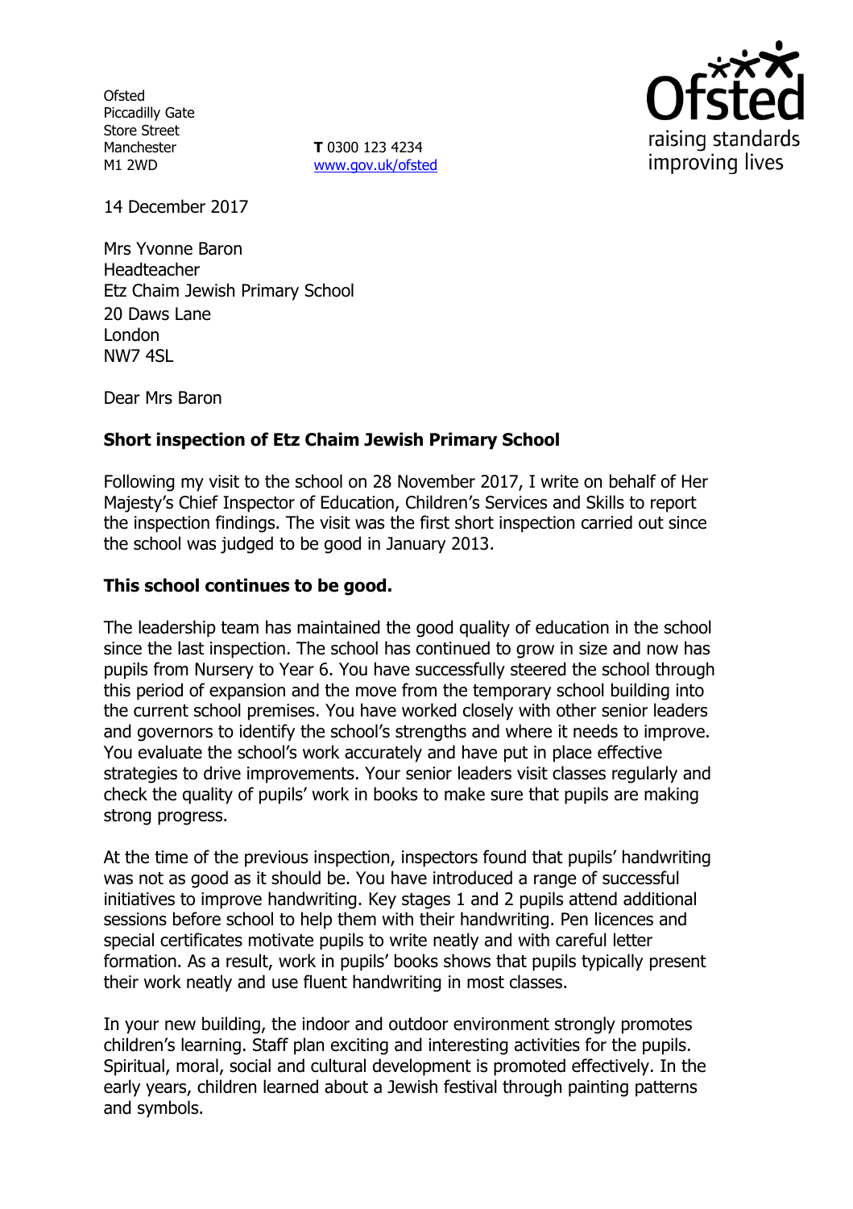Ofsted
Piccadilly Gate
Store Street
Manchester
M1 2WD

**T** 0300 123 4234
www.gov.uk/ofsted

raising standards
improving lives

14 December 2017

Mrs Yvonne Baron
Headteacher
Etz Chaim Jewish Primary School
20 Daws Lane
London
NW7 4SL

Dear Mrs Baron

**Short inspection of Etz Chaim Jewish Primary School**

Following my visit to the school on 28 November 2017, I write on behalf of Her Majesty's Chief Inspector of Education, Children's Services and Skills to report the inspection findings. The visit was the first short inspection carried out since the school was judged to be good in January 2013.

**This school continues to be good.**

The leadership team has maintained the good quality of education in the school since the last inspection. The school has continued to grow in size and now has pupils from Nursery to Year 6. You have successfully steered the school through this period of expansion and the move from the temporary school building into the current school premises. You have worked closely with other senior leaders and governors to identify the school's strengths and where it needs to improve. You evaluate the school's work accurately and have put in place effective strategies to drive improvements. Your senior leaders visit classes regularly and check the quality of pupils' work in books to make sure that pupils are making strong progress.

At the time of the previous inspection, inspectors found that pupils' handwriting was not as good as it should be. You have introduced a range of successful initiatives to improve handwriting. Key stages 1 and 2 pupils attend additional sessions before school to help them with their handwriting. Pen licences and special certificates motivate pupils to write neatly and with careful letter formation. As a result, work in pupils' books shows that pupils typically present their work neatly and use fluent handwriting in most classes.

In your new building, the indoor and outdoor environment strongly promotes children's learning. Staff plan exciting and interesting activities for the pupils. Spiritual, moral, social and cultural development is promoted effectively. In the early years, children learned about a Jewish festival through painting patterns and symbols.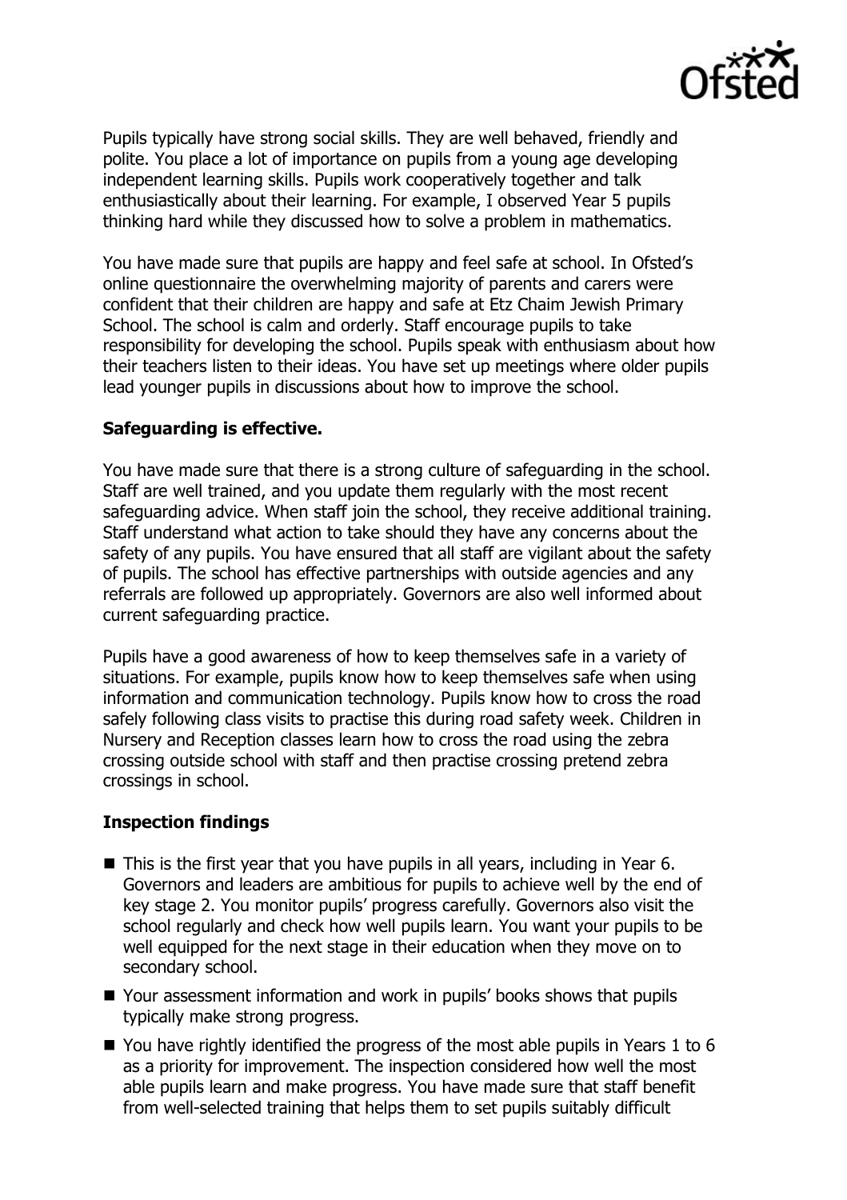Pupils typically have strong social skills. They are well behaved, friendly and polite. You place a lot of importance on pupils from a young age developing independent learning skills. Pupils work cooperatively together and talk enthusiastically about their learning. For example, I observed Year 5 pupils thinking hard while they discussed how to solve a problem in mathematics.

You have made sure that pupils are happy and feel safe at school. In Ofsted's online questionnaire the overwhelming majority of parents and carers were confident that their children are happy and safe at Etz Chaim Jewish Primary School. The school is calm and orderly. Staff encourage pupils to take responsibility for developing the school. Pupils speak with enthusiasm about how their teachers listen to their ideas. You have set up meetings where older pupils lead younger pupils in discussions about how to improve the school.

### Safeguarding is effective.

You have made sure that there is a strong culture of safeguarding in the school. Staff are well trained, and you update them regularly with the most recent safeguarding advice. When staff join the school, they receive additional training. Staff understand what action to take should they have any concerns about the safety of any pupils. You have ensured that all staff are vigilant about the safety of pupils. The school has effective partnerships with outside agencies and any referrals are followed up appropriately. Governors are also well informed about current safeguarding practice.

Pupils have a good awareness of how to keep themselves safe in a variety of situations. For example, pupils know how to keep themselves safe when using information and communication technology. Pupils know how to cross the road safely following class visits to practise this during road safety week. Children in Nursery and Reception classes learn how to cross the road using the zebra crossing outside school with staff and then practise crossing pretend zebra crossings in school.

### Inspection findings

- This is the first year that you have pupils in all years, including in Year 6. Governors and leaders are ambitious for pupils to achieve well by the end of key stage 2. You monitor pupils' progress carefully. Governors also visit the school regularly and check how well pupils learn. You want your pupils to be well equipped for the next stage in their education when they move on to secondary school.
- Your assessment information and work in pupils' books shows that pupils typically make strong progress.
- You have rightly identified the progress of the most able pupils in Years 1 to 6 as a priority for improvement. The inspection considered how well the most able pupils learn and make progress. You have made sure that staff benefit from well-selected training that helps them to set pupils suitably difficult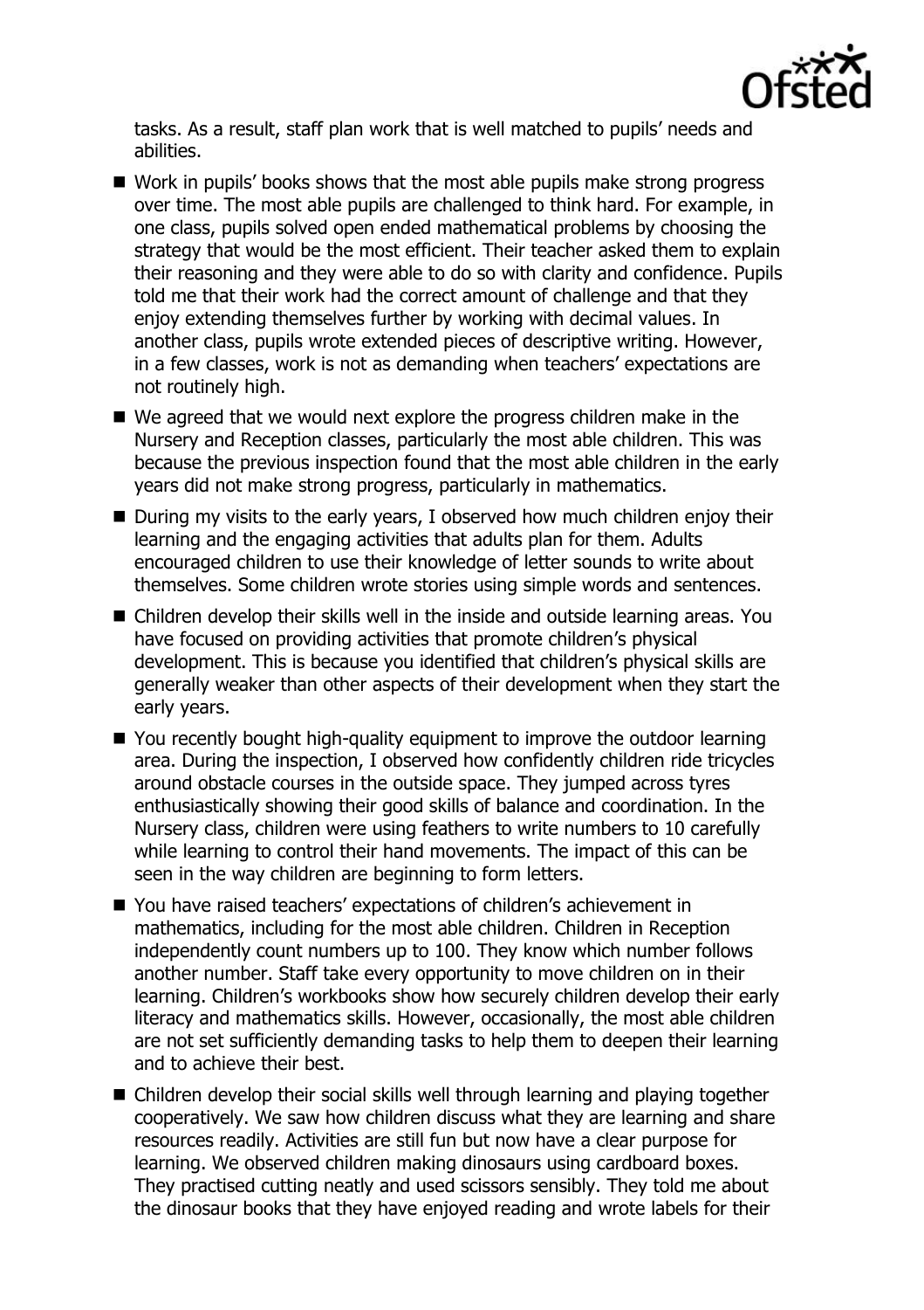tasks. As a result, staff plan work that is well matched to pupils' needs and abilities.

- Work in pupils' books shows that the most able pupils make strong progress over time. The most able pupils are challenged to think hard. For example, in one class, pupils solved open ended mathematical problems by choosing the strategy that would be the most efficient. Their teacher asked them to explain their reasoning and they were able to do so with clarity and confidence. Pupils told me that their work had the correct amount of challenge and that they enjoy extending themselves further by working with decimal values. In another class, pupils wrote extended pieces of descriptive writing. However, in a few classes, work is not as demanding when teachers' expectations are not routinely high.
- We agreed that we would next explore the progress children make in the Nursery and Reception classes, particularly the most able children. This was because the previous inspection found that the most able children in the early years did not make strong progress, particularly in mathematics.
- During my visits to the early years, I observed how much children enjoy their learning and the engaging activities that adults plan for them. Adults encouraged children to use their knowledge of letter sounds to write about themselves. Some children wrote stories using simple words and sentences.
- Children develop their skills well in the inside and outside learning areas. You have focused on providing activities that promote children's physical development. This is because you identified that children's physical skills are generally weaker than other aspects of their development when they start the early years.
- You recently bought high-quality equipment to improve the outdoor learning area. During the inspection, I observed how confidently children ride tricycles around obstacle courses in the outside space. They jumped across tyres enthusiastically showing their good skills of balance and coordination. In the Nursery class, children were using feathers to write numbers to 10 carefully while learning to control their hand movements. The impact of this can be seen in the way children are beginning to form letters.
- You have raised teachers' expectations of children's achievement in mathematics, including for the most able children. Children in Reception independently count numbers up to 100. They know which number follows another number. Staff take every opportunity to move children on in their learning. Children's workbooks show how securely children develop their early literacy and mathematics skills. However, occasionally, the most able children are not set sufficiently demanding tasks to help them to deepen their learning and to achieve their best.
- Children develop their social skills well through learning and playing together cooperatively. We saw how children discuss what they are learning and share resources readily. Activities are still fun but now have a clear purpose for learning. We observed children making dinosaurs using cardboard boxes. They practised cutting neatly and used scissors sensibly. They told me about the dinosaur books that they have enjoyed reading and wrote labels for their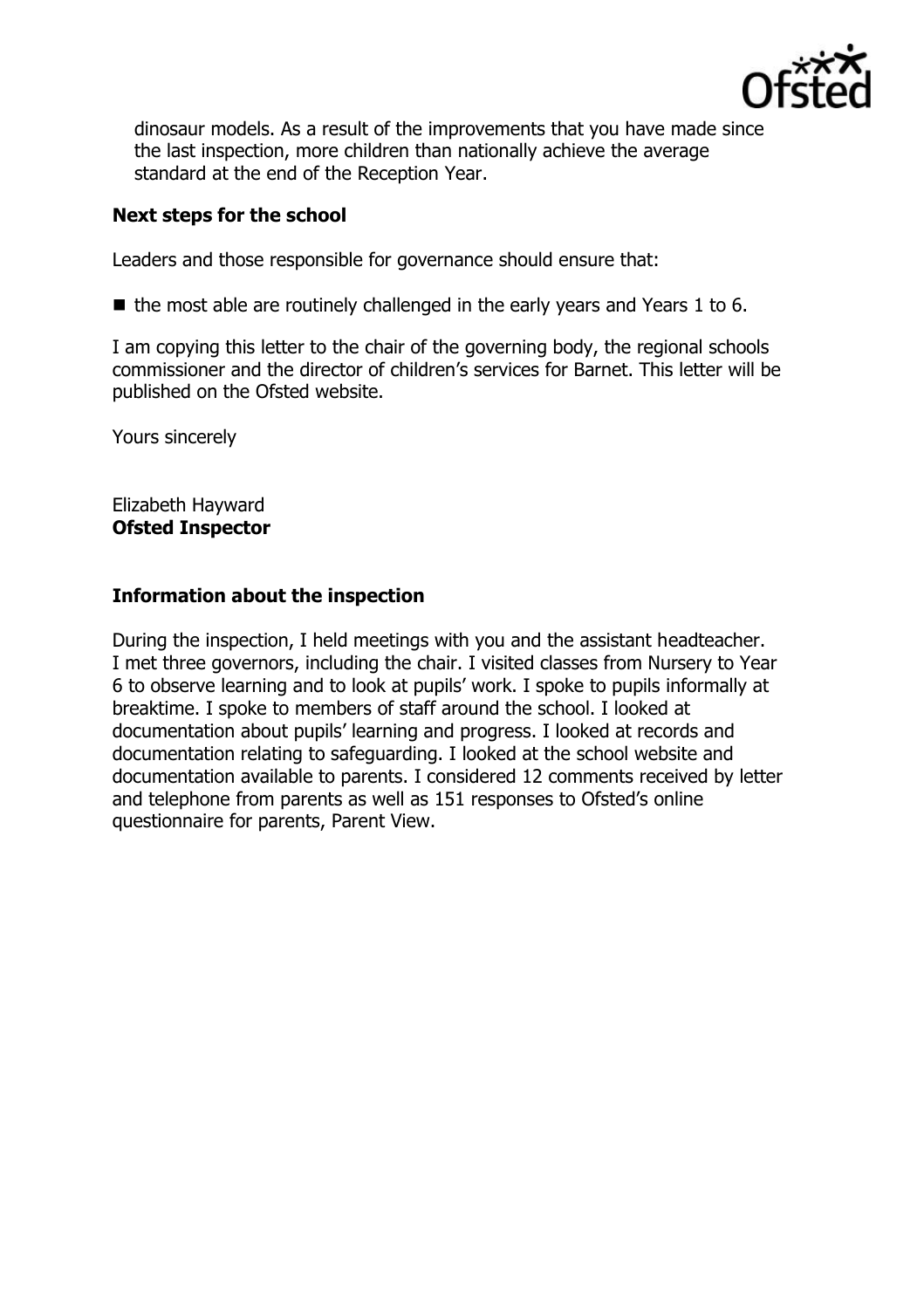dinosaur models. As a result of the improvements that you have made since the last inspection, more children than nationally achieve the average standard at the end of the Reception Year.

## Next steps for the school

Leaders and those responsible for governance should ensure that:

- the most able are routinely challenged in the early years and Years 1 to 6.

I am copying this letter to the chair of the governing body, the regional schools commissioner and the director of children's services for Barnet. This letter will be published on the Ofsted website.

Yours sincerely

Elizabeth Hayward
**Ofsted Inspector**

## Information about the inspection

During the inspection, I held meetings with you and the assistant headteacher. I met three governors, including the chair. I visited classes from Nursery to Year 6 to observe learning and to look at pupils' work. I spoke to pupils informally at breaktime. I spoke to members of staff around the school. I looked at documentation about pupils' learning and progress. I looked at records and documentation relating to safeguarding. I looked at the school website and documentation available to parents. I considered 12 comments received by letter and telephone from parents as well as 151 responses to Ofsted's online questionnaire for parents, Parent View.